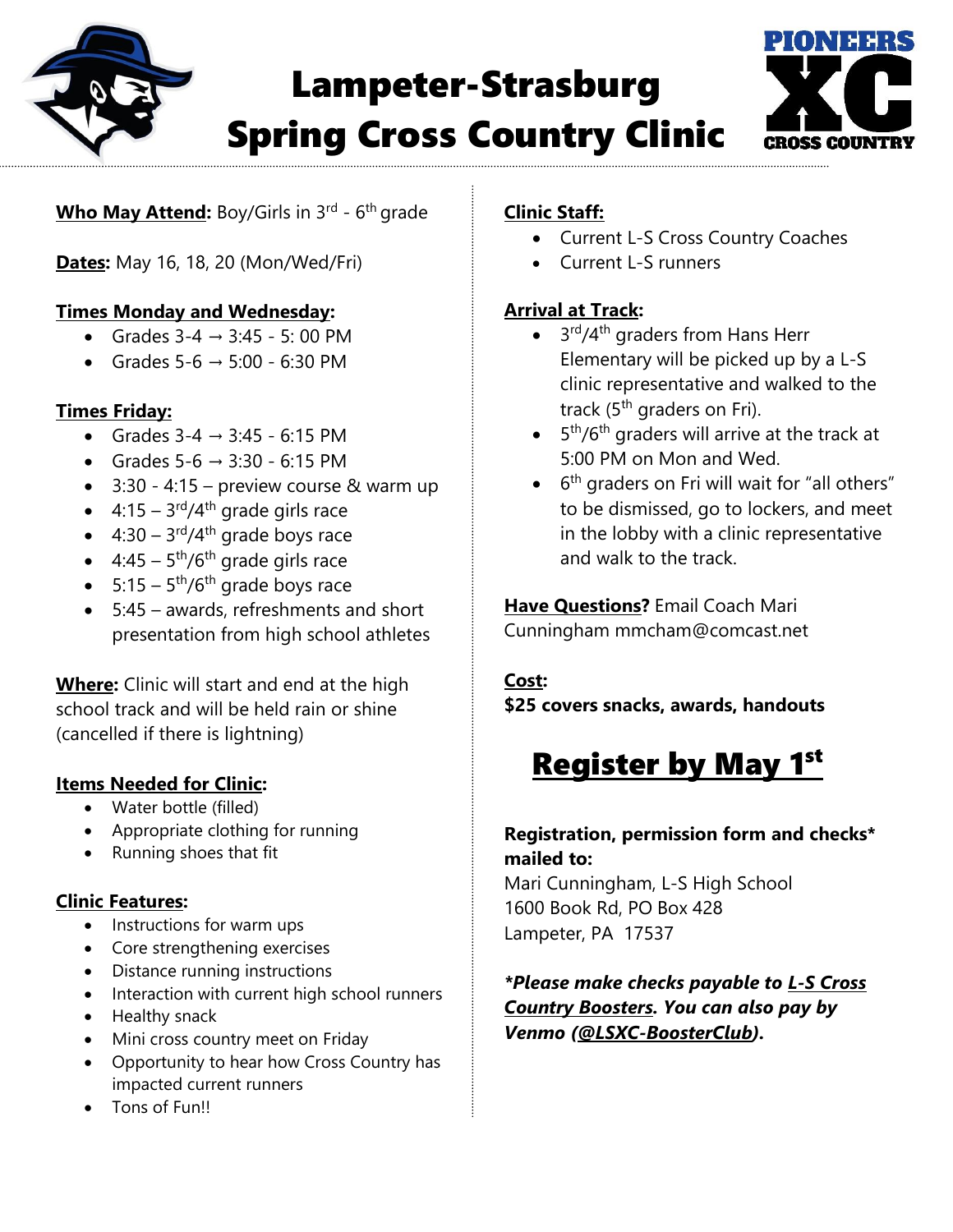# Lampeter-Strasburg Spring Cross Country Clinic

**Who May Attend:** Boy/Girls in 3rd - 6th grade

**Dates:** May 16, 18, 20 (Mon/Wed/Fri)

**Times Monday and Wednesday:**

- Grades 3-4 → 3:45 - 5: 00 PM
- Grades 5-6 → 5:00 - 6:30 PM

**Times Friday:**

- Grades 3-4 → 3:45 - 6:15 PM
- Grades 5-6 → 3:30 - 6:15 PM
- 3:30 - 4:15 – preview course & warm up
- 4:15 – 3rd/4th grade girls race
- 4:30 – 3rd/4th grade boys race
- 4:45 – 5th/6th grade girls race
- 5:15 – 5th/6th grade boys race
- 5:45 – awards, refreshments and short presentation from high school athletes

**Where:** Clinic will start and end at the high school track and will be held rain or shine (cancelled if there is lightning)

**Items Needed for Clinic:**

- Water bottle (filled)
- Appropriate clothing for running
- Running shoes that fit

**Clinic Features:**

- Instructions for warm ups
- Core strengthening exercises
- Distance running instructions
- Interaction with current high school runners
- Healthy snack
- Mini cross country meet on Friday
- Opportunity to hear how Cross Country has impacted current runners
- Tons of Fun!!

**Clinic Staff:**

- Current L-S Cross Country Coaches
- Current L-S runners

**Arrival at Track:**

- 3rd/4th graders from Hans Herr Elementary will be picked up by a L-S clinic representative and walked to the track (5th graders on Fri).
- 5th/6th graders will arrive at the track at 5:00 PM on Mon and Wed.
- 6th graders on Fri will wait for "all others" to be dismissed, go to lockers, and meet in the lobby with a clinic representative and walk to the track.

**Have Questions?** Email Coach Mari Cunningham mmcham@comcast.net

**Cost:**
**$25 covers snacks, awards, handouts**

## Register by May 1st

**Registration, permission form and checks* mailed to:**
Mari Cunningham, L-S High School
1600 Book Rd, PO Box 428
Lampeter, PA 17537

***Please make checks payable to L-S Cross Country Boosters. You can also pay by Venmo (@LSXC-BoosterClub).***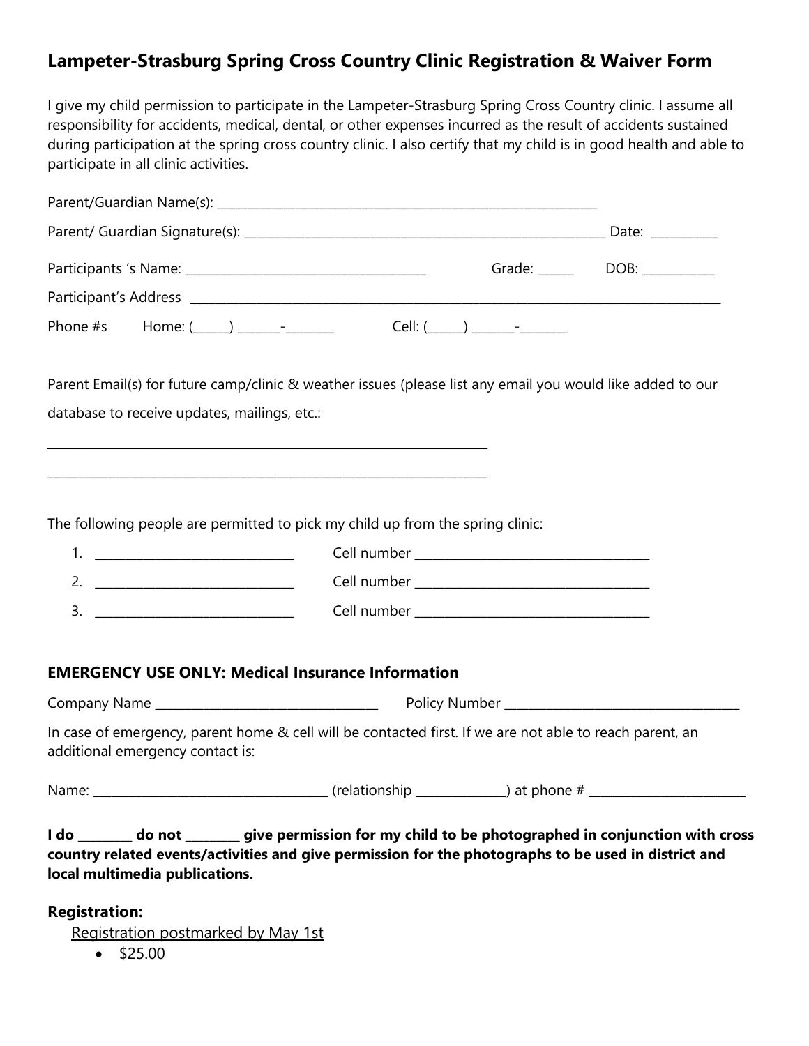## Lampeter-Strasburg Spring Cross Country Clinic Registration & Waiver Form

I give my child permission to participate in the Lampeter-Strasburg Spring Cross Country clinic. I assume all responsibility for accidents, medical, dental, or other expenses incurred as the result of accidents sustained during participation at the spring cross country clinic. I also certify that my child is in good health and able to participate in all clinic activities.

Parent/Guardian Name(s): ____________________________________________________________

Parent/ Guardian Signature(s): ____________________________________________________________ Date: __________

Participants 's Name: ______________________________________ Grade: ______ DOB: ___________

Participant's Address ____________________________________________________________________________________________

Phone #s Home: (______) _______-________ Cell: (______) _______-________

Parent Email(s) for future camp/clinic & weather issues (please list any email you would like added to our database to receive updates, mailings, etc.:

______________________________________________________________________

______________________________________________________________________

The following people are permitted to pick my child up from the spring clinic:

1. _______________________________ Cell number _____________________________________
2. _______________________________ Cell number _____________________________________
3. _______________________________ Cell number _____________________________________

### EMERGENCY USE ONLY: Medical Insurance Information

Company Name ___________________________________ Policy Number _____________________________________

In case of emergency, parent home & cell will be contacted first. If we are not able to reach parent, an additional emergency contact is:

Name: _____________________________________ (relationship ______________) at phone # _________________________

**I do ________ do not ________ give permission for my child to be photographed in conjunction with cross country related events/activities and give permission for the photographs to be used in district and local multimedia publications.**

### Registration:

Registration postmarked by May 1st

- $25.00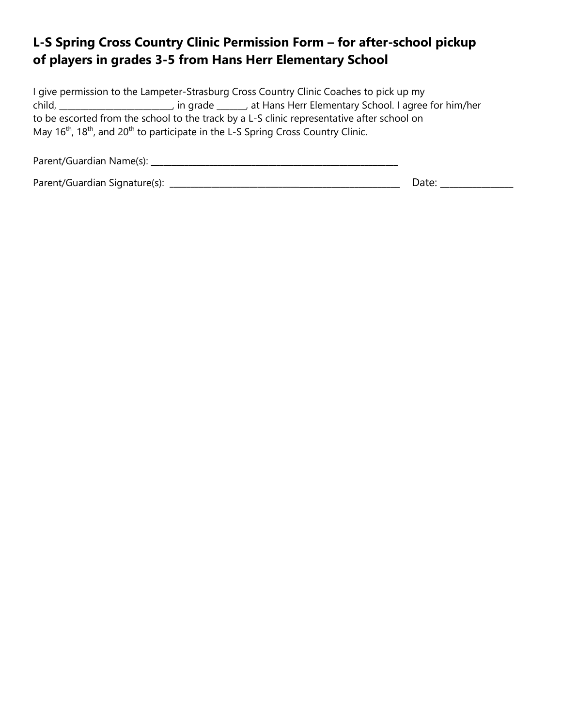## L-S Spring Cross Country Clinic Permission Form – for after-school pickup of players in grades 3-5 from Hans Herr Elementary School

I give permission to the Lampeter-Strasburg Cross Country Clinic Coaches to pick up my child, _________________________, in grade _______, at Hans Herr Elementary School. I agree for him/her to be escorted from the school to the track by a L-S clinic representative after school on May 16th, 18th, and 20th to participate in the L-S Spring Cross Country Clinic.

Parent/Guardian Name(s): ________________________________________________________

Parent/Guardian Signature(s): _____________________________________________________ Date: ________________